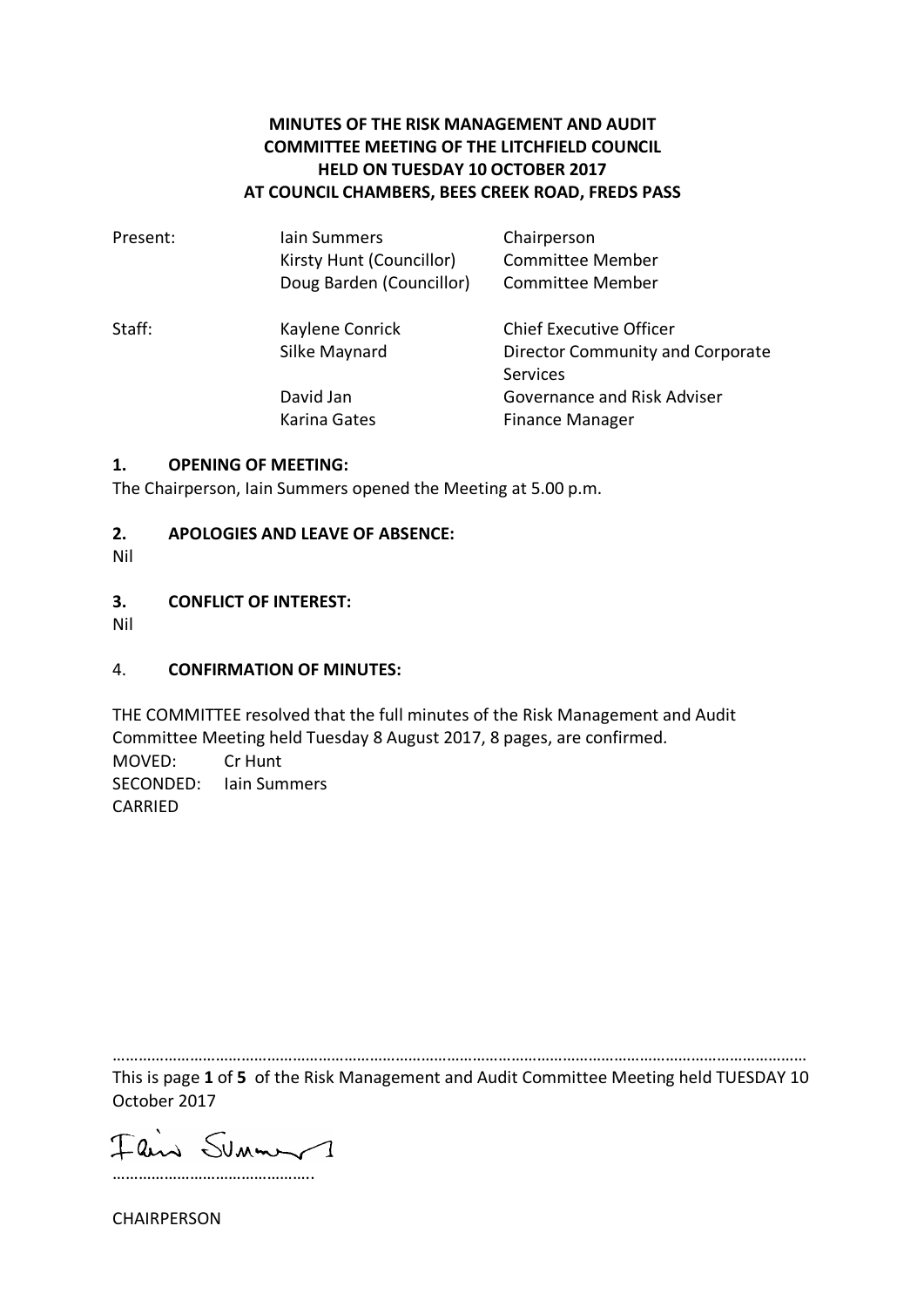**MINUTES OF THE RISK MANAGEMENT AND AUDIT COMMITTEE MEETING OF THE LITCHFIELD COUNCIL HELD ON TUESDAY 10 OCTOBER 2017 AT COUNCIL CHAMBERS, BEES CREEK ROAD, FREDS PASS**

| | | |
|---|---|---|
| Present: | Iain Summers | Chairperson |
| | Kirsty Hunt (Councillor) | Committee Member |
| | Doug Barden (Councillor) | Committee Member |
| Staff: | Kaylene Conrick | Chief Executive Officer |
| | Silke Maynard | Director Community and Corporate Services |
| | David Jan | Governance and Risk Adviser |
| | Karina Gates | Finance Manager |

## 1. OPENING OF MEETING:

The Chairperson, Iain Summers opened the Meeting at 5.00 p.m.

## 2. APOLOGIES AND LEAVE OF ABSENCE:

Nil

## 3. CONFLICT OF INTEREST:

Nil

## 4. CONFIRMATION OF MINUTES:

THE COMMITTEE resolved that the full minutes of the Risk Management and Audit Committee Meeting held Tuesday 8 August 2017, 8 pages, are confirmed.

MOVED: Cr Hunt
SECONDED: Iain Summers
CARRIED

This is page **1** of **5** of the Risk Management and Audit Committee Meeting held TUESDAY 10 October 2017

……………………………………….

CHAIRPERSON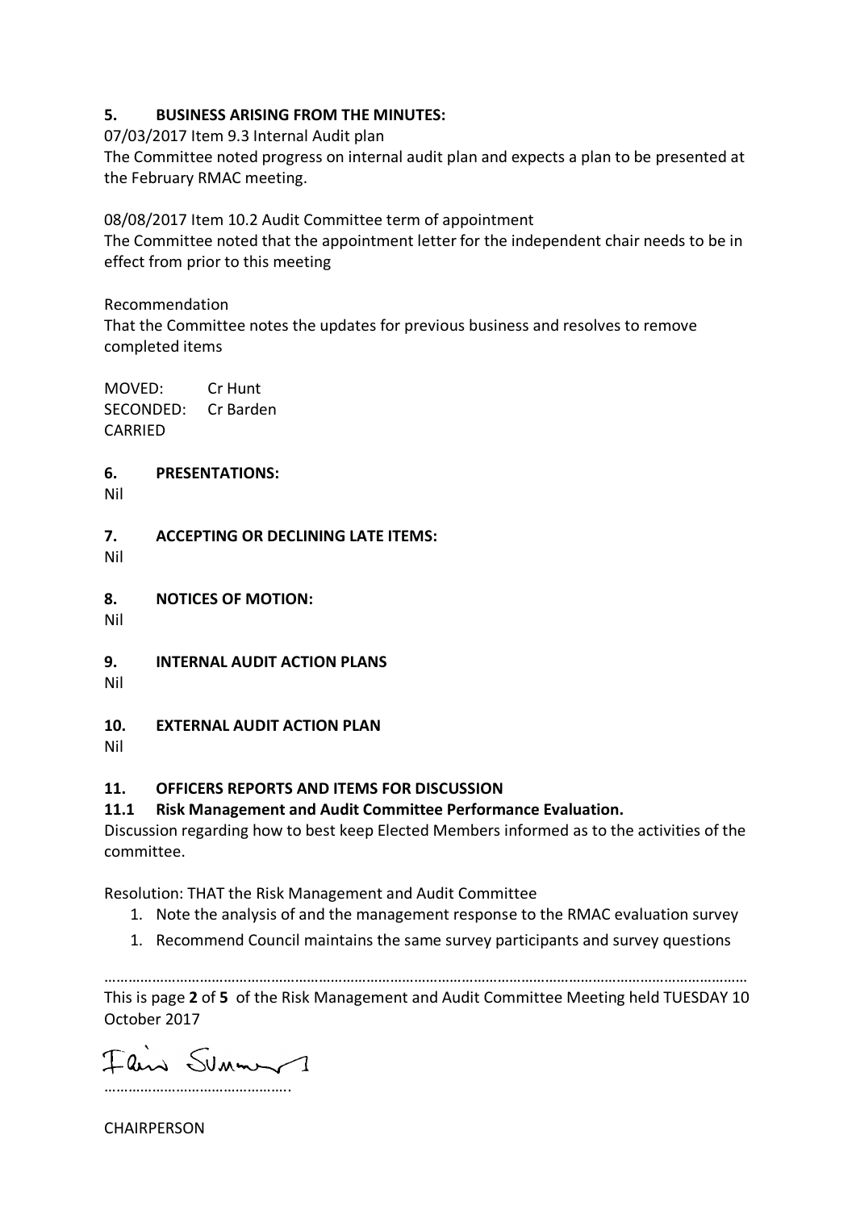## 5. BUSINESS ARISING FROM THE MINUTES:

07/03/2017 Item 9.3 Internal Audit plan

The Committee noted progress on internal audit plan and expects a plan to be presented at the February RMAC meeting.

08/08/2017 Item 10.2 Audit Committee term of appointment

The Committee noted that the appointment letter for the independent chair needs to be in effect from prior to this meeting

Recommendation

That the Committee notes the updates for previous business and resolves to remove completed items

MOVED: Cr Hunt
SECONDED: Cr Barden
CARRIED

## 6. PRESENTATIONS:

Nil

## 7. ACCEPTING OR DECLINING LATE ITEMS:

Nil

## 8. NOTICES OF MOTION:

Nil

## 9. INTERNAL AUDIT ACTION PLANS

Nil

## 10. EXTERNAL AUDIT ACTION PLAN

Nil

## 11. OFFICERS REPORTS AND ITEMS FOR DISCUSSION

### 11.1 Risk Management and Audit Committee Performance Evaluation.

Discussion regarding how to best keep Elected Members informed as to the activities of the committee.

Resolution: THAT the Risk Management and Audit Committee

1. Note the analysis of and the management response to the RMAC evaluation survey
1. Recommend Council maintains the same survey participants and survey questions

………………………………………………………………………………………………………………………………

This is page **2** of **5** of the Risk Management and Audit Committee Meeting held TUESDAY 10 October 2017

……………………………………….

CHAIRPERSON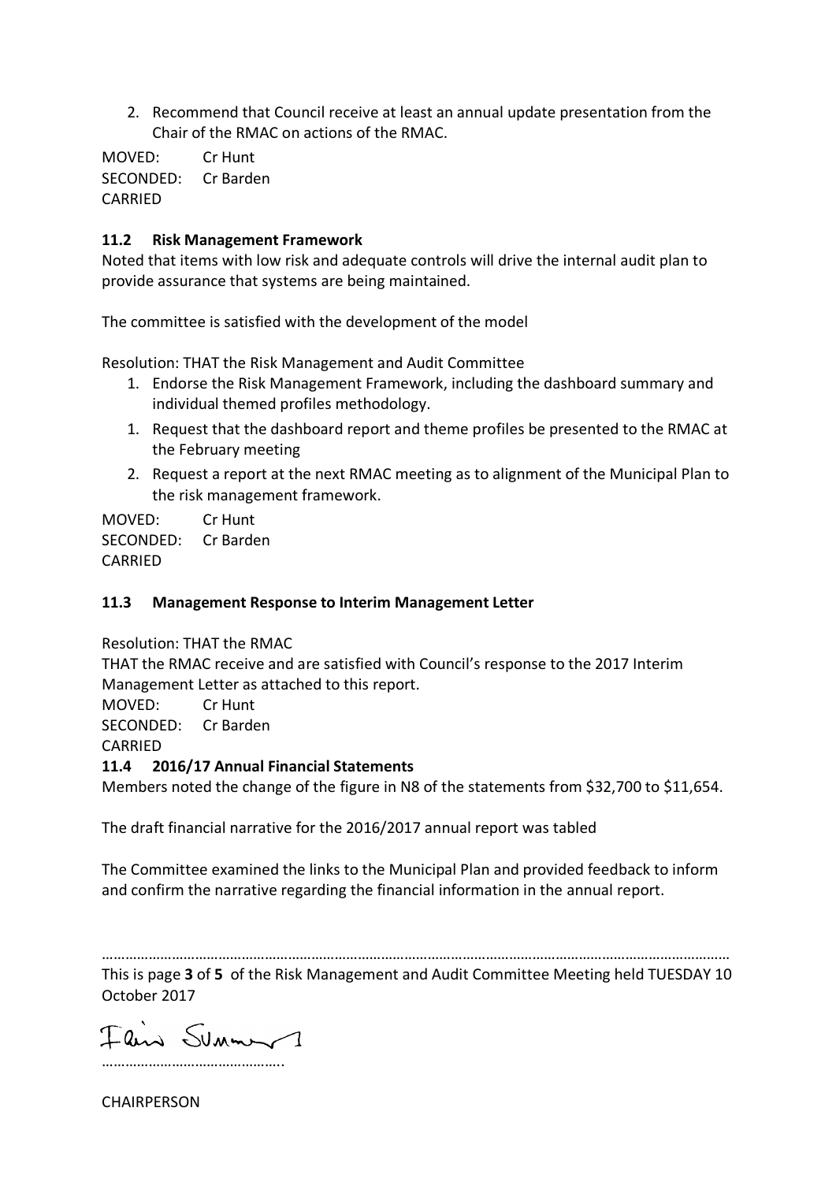2. Recommend that Council receive at least an annual update presentation from the Chair of the RMAC on actions of the RMAC.

MOVED: Cr Hunt
SECONDED: Cr Barden
CARRIED

### 11.2 Risk Management Framework

Noted that items with low risk and adequate controls will drive the internal audit plan to provide assurance that systems are being maintained.

The committee is satisfied with the development of the model

Resolution: THAT the Risk Management and Audit Committee

1. Endorse the Risk Management Framework, including the dashboard summary and individual themed profiles methodology.
1. Request that the dashboard report and theme profiles be presented to the RMAC at the February meeting
2. Request a report at the next RMAC meeting as to alignment of the Municipal Plan to the risk management framework.

MOVED: Cr Hunt
SECONDED: Cr Barden
CARRIED

### 11.3 Management Response to Interim Management Letter

Resolution: THAT the RMAC
THAT the RMAC receive and are satisfied with Council's response to the 2017 Interim Management Letter as attached to this report.
MOVED: Cr Hunt
SECONDED: Cr Barden
CARRIED

### 11.4 2016/17 Annual Financial Statements

Members noted the change of the figure in N8 of the statements from \$32,700 to \$11,654.

The draft financial narrative for the 2016/2017 annual report was tabled

The Committee examined the links to the Municipal Plan and provided feedback to inform and confirm the narrative regarding the financial information in the annual report.

……………………………………………………………………………………………………………………………………………

This is page **3** of **5** of the Risk Management and Audit Committee Meeting held TUESDAY 10 October 2017

………………………………………

CHAIRPERSON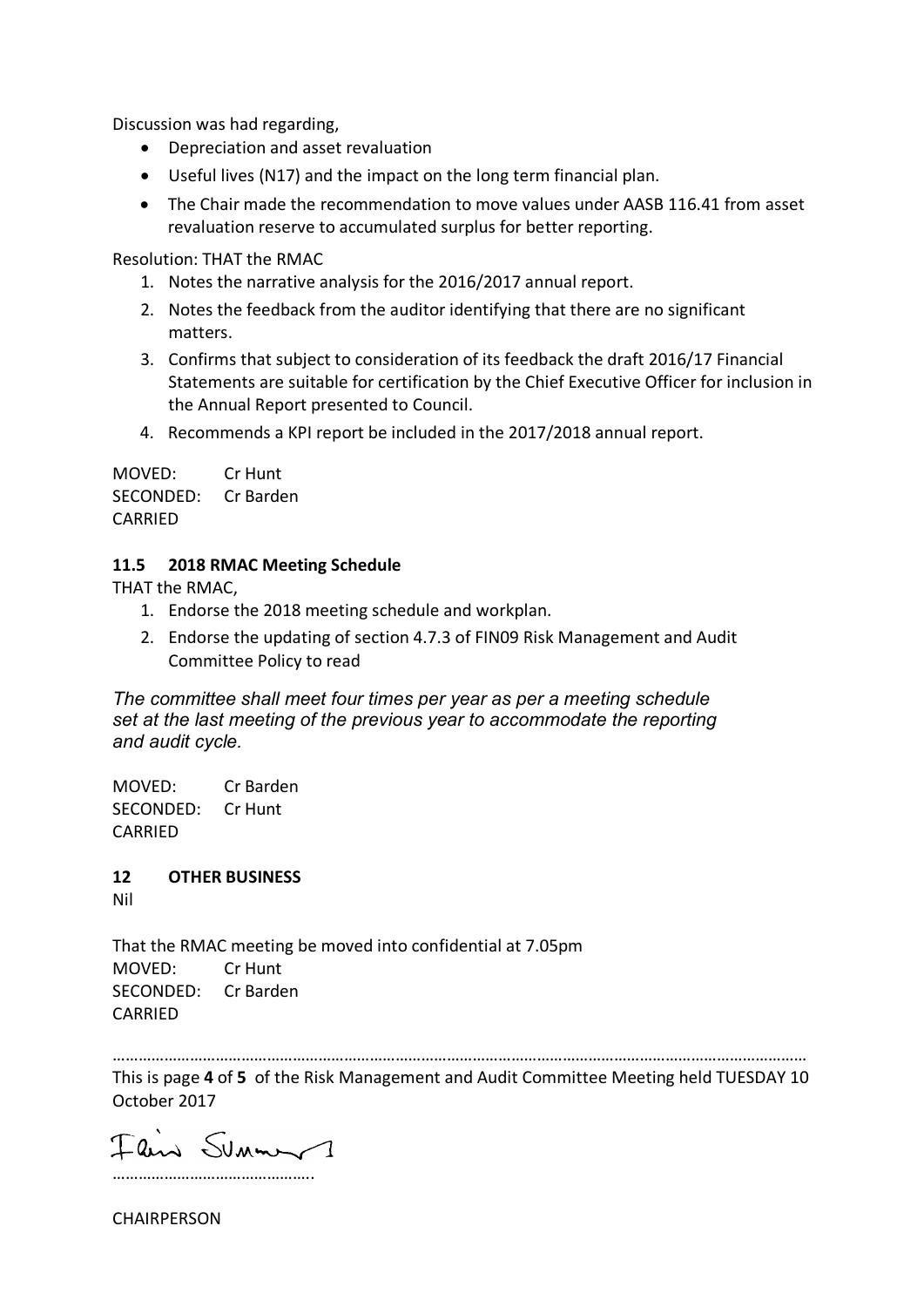Discussion was had regarding,

- Depreciation and asset revaluation
- Useful lives (N17) and the impact on the long term financial plan.
- The Chair made the recommendation to move values under AASB 116.41 from asset revaluation reserve to accumulated surplus for better reporting.

Resolution: THAT the RMAC

1. Notes the narrative analysis for the 2016/2017 annual report.
2. Notes the feedback from the auditor identifying that there are no significant matters.
3. Confirms that subject to consideration of its feedback the draft 2016/17 Financial Statements are suitable for certification by the Chief Executive Officer for inclusion in the Annual Report presented to Council.
4. Recommends a KPI report be included in the 2017/2018 annual report.

MOVED: Cr Hunt
SECONDED: Cr Barden
CARRIED

### 11.5 2018 RMAC Meeting Schedule

THAT the RMAC,

1. Endorse the 2018 meeting schedule and workplan.
2. Endorse the updating of section 4.7.3 of FIN09 Risk Management and Audit Committee Policy to read

*The committee shall meet four times per year as per a meeting schedule set at the last meeting of the previous year to accommodate the reporting and audit cycle.*

MOVED: Cr Barden
SECONDED: Cr Hunt
CARRIED

## 12 OTHER BUSINESS

Nil

That the RMAC meeting be moved into confidential at 7.05pm
MOVED: Cr Hunt
SECONDED: Cr Barden
CARRIED

……………………………………………………………………………………………………………………………………

This is page **4** of **5** of the Risk Management and Audit Committee Meeting held TUESDAY 10 October 2017

……………………………………….

CHAIRPERSON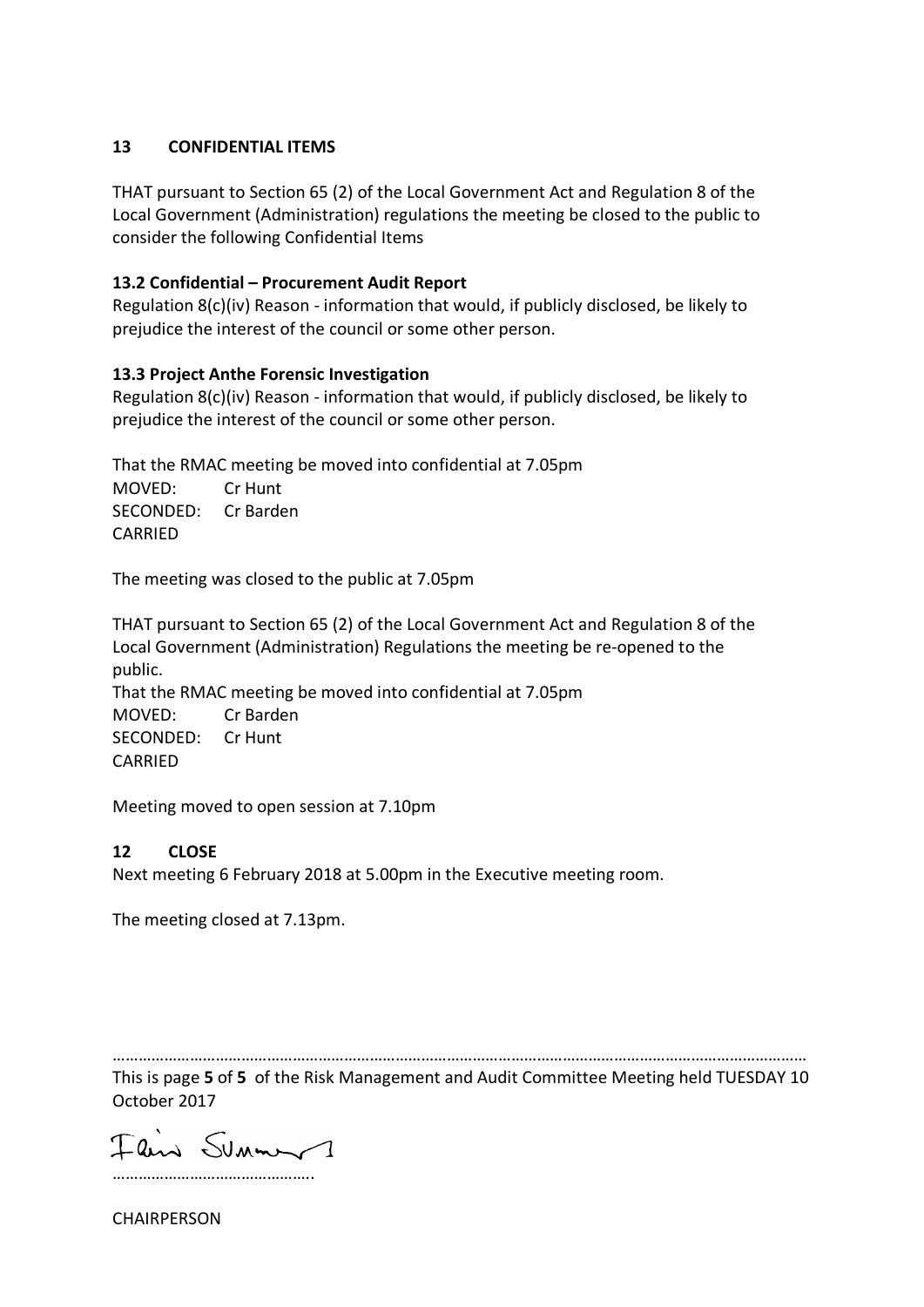## 13 CONFIDENTIAL ITEMS

THAT pursuant to Section 65 (2) of the Local Government Act and Regulation 8 of the Local Government (Administration) regulations the meeting be closed to the public to consider the following Confidential Items

**13.2 Confidential – Procurement Audit Report**

Regulation 8(c)(iv) Reason - information that would, if publicly disclosed, be likely to prejudice the interest of the council or some other person.

**13.3 Project Anthe Forensic Investigation**

Regulation 8(c)(iv) Reason - information that would, if publicly disclosed, be likely to prejudice the interest of the council or some other person.

That the RMAC meeting be moved into confidential at 7.05pm

MOVED: Cr Hunt
SECONDED: Cr Barden
CARRIED

The meeting was closed to the public at 7.05pm

THAT pursuant to Section 65 (2) of the Local Government Act and Regulation 8 of the Local Government (Administration) Regulations the meeting be re-opened to the public.
That the RMAC meeting be moved into confidential at 7.05pm

MOVED: Cr Barden
SECONDED: Cr Hunt
CARRIED

Meeting moved to open session at 7.10pm

## 12 CLOSE

Next meeting 6 February 2018 at 5.00pm in the Executive meeting room.

The meeting closed at 7.13pm.

…………………………………………………………………………………………………………………………………

This is page **5** of **5** of the Risk Management and Audit Committee Meeting held TUESDAY 10 October 2017

Flair Summer

……………………………………….

CHAIRPERSON